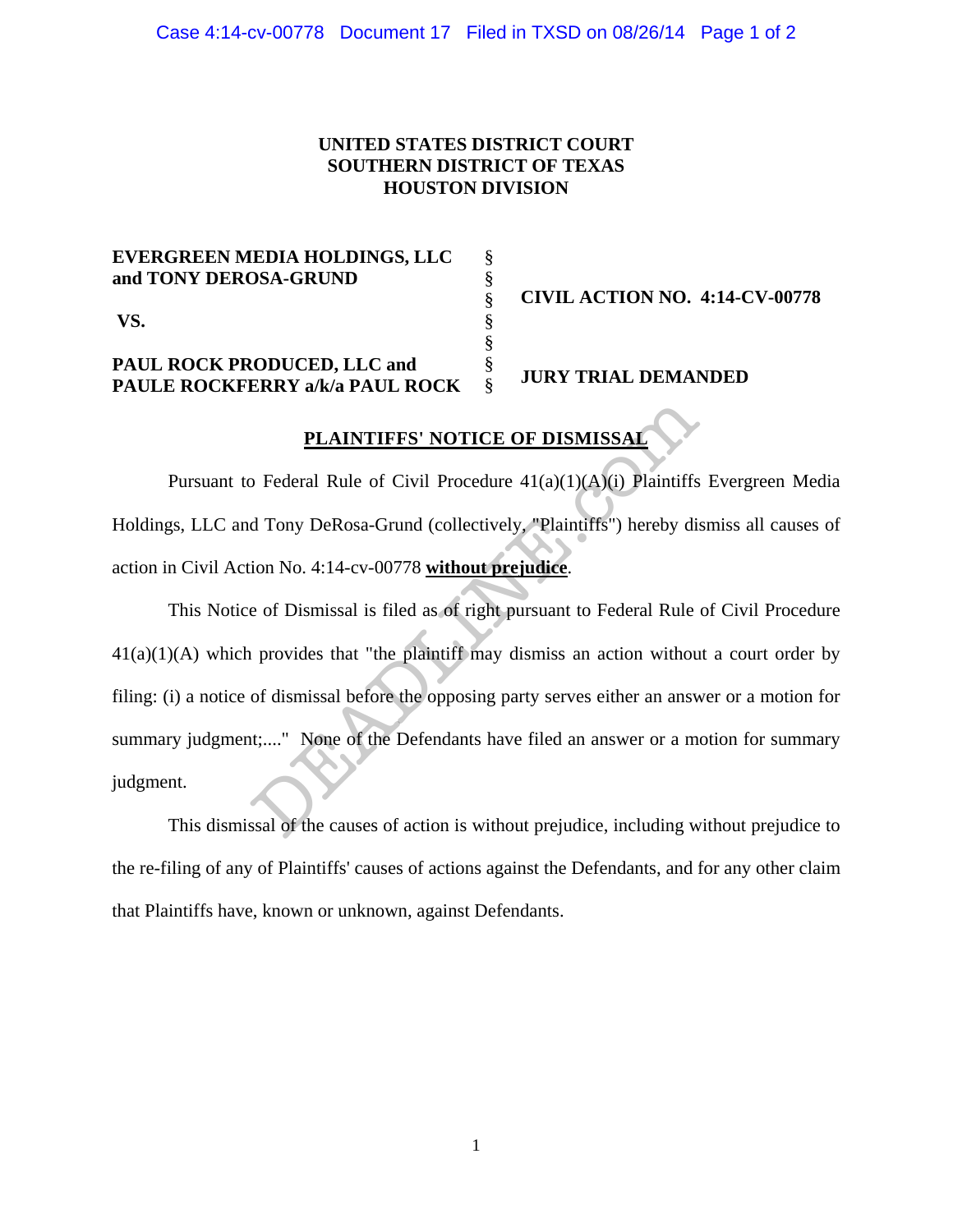**UNITED STATES DISTRICT COURT**
**SOUTHERN DISTRICT OF TEXAS**
**HOUSTON DIVISION**

| | | |
|---|---|---|
| **EVERGREEN MEDIA HOLDINGS, LLC and TONY DEROSA-GRUND** | § | |
| | § | **CIVIL ACTION NO. 4:14-CV-00778** |
| **VS.** | § | |
| | § | |
| **PAUL ROCK PRODUCED, LLC and PAULE ROCKFERRY a/k/a PAUL ROCK** | § | **JURY TRIAL DEMANDED** |

**PLAINTIFFS' NOTICE OF DISMISSAL**

Pursuant to Federal Rule of Civil Procedure 41(a)(1)(A)(i) Plaintiffs Evergreen Media Holdings, LLC and Tony DeRosa-Grund (collectively, "Plaintiffs") hereby dismiss all causes of action in Civil Action No. 4:14-cv-00778 **without prejudice**.

This Notice of Dismissal is filed as of right pursuant to Federal Rule of Civil Procedure 41(a)(1)(A) which provides that "the plaintiff may dismiss an action without a court order by filing: (i) a notice of dismissal before the opposing party serves either an answer or a motion for summary judgment;...." None of the Defendants have filed an answer or a motion for summary judgment.

This dismissal of the causes of action is without prejudice, including without prejudice to the re-filing of any of Plaintiffs' causes of actions against the Defendants, and for any other claim that Plaintiffs have, known or unknown, against Defendants.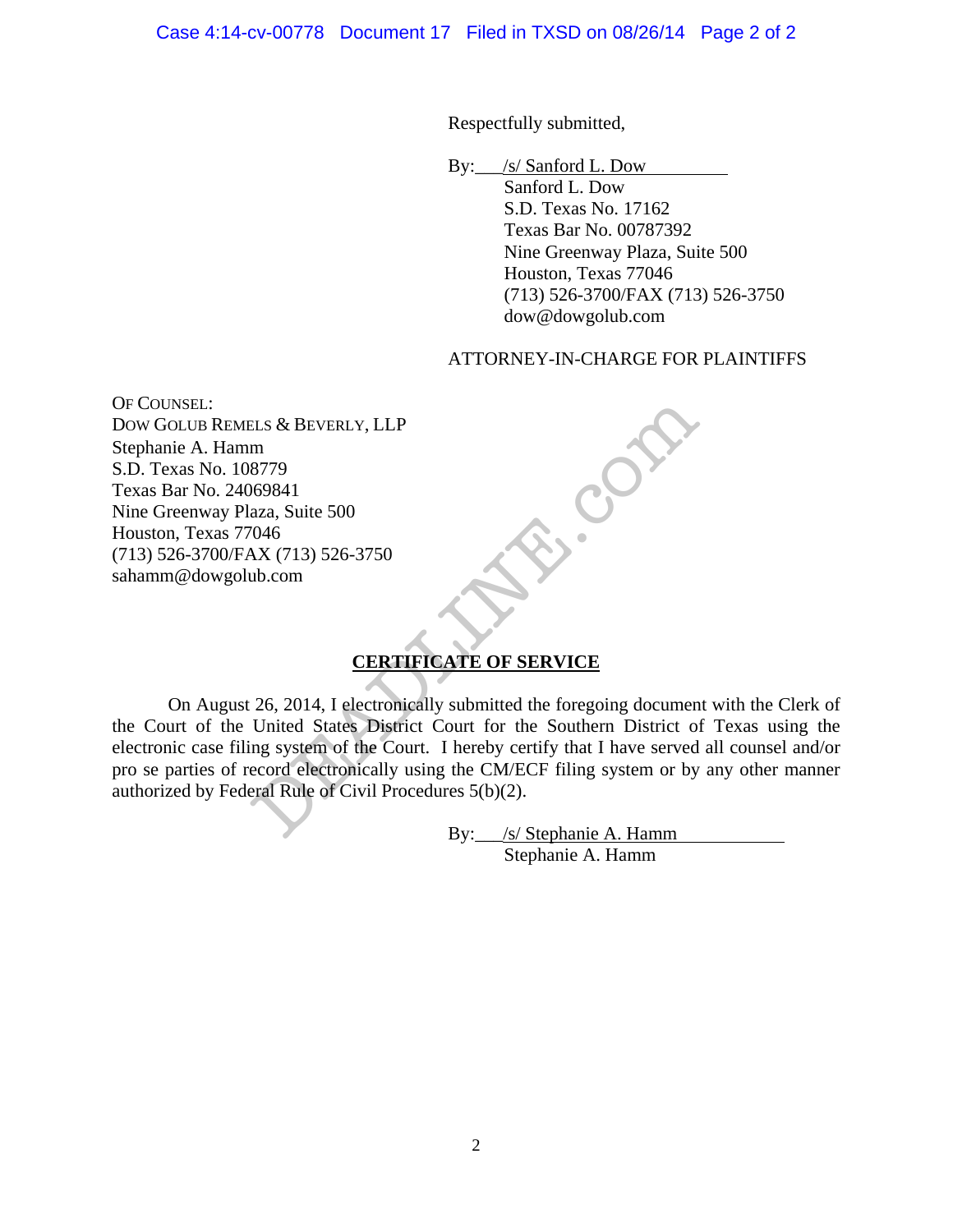Respectfully submitted,

By: /s/ Sanford L. Dow
Sanford L. Dow
S.D. Texas No. 17162
Texas Bar No. 00787392
Nine Greenway Plaza, Suite 500
Houston, Texas 77046
(713) 526-3700/FAX (713) 526-3750
dow@dowgolub.com

ATTORNEY-IN-CHARGE FOR PLAINTIFFS

OF COUNSEL:
DOW GOLUB REMELS & BEVERLY, LLP
Stephanie A. Hamm
S.D. Texas No. 108779
Texas Bar No. 24069841
Nine Greenway Plaza, Suite 500
Houston, Texas 77046
(713) 526-3700/FAX (713) 526-3750
sahamm@dowgolub.com

## CERTIFICATE OF SERVICE

On August 26, 2014, I electronically submitted the foregoing document with the Clerk of the Court of the United States District Court for the Southern District of Texas using the electronic case filing system of the Court. I hereby certify that I have served all counsel and/or pro se parties of record electronically using the CM/ECF filing system or by any other manner authorized by Federal Rule of Civil Procedures 5(b)(2).

By: /s/ Stephanie A. Hamm
Stephanie A. Hamm